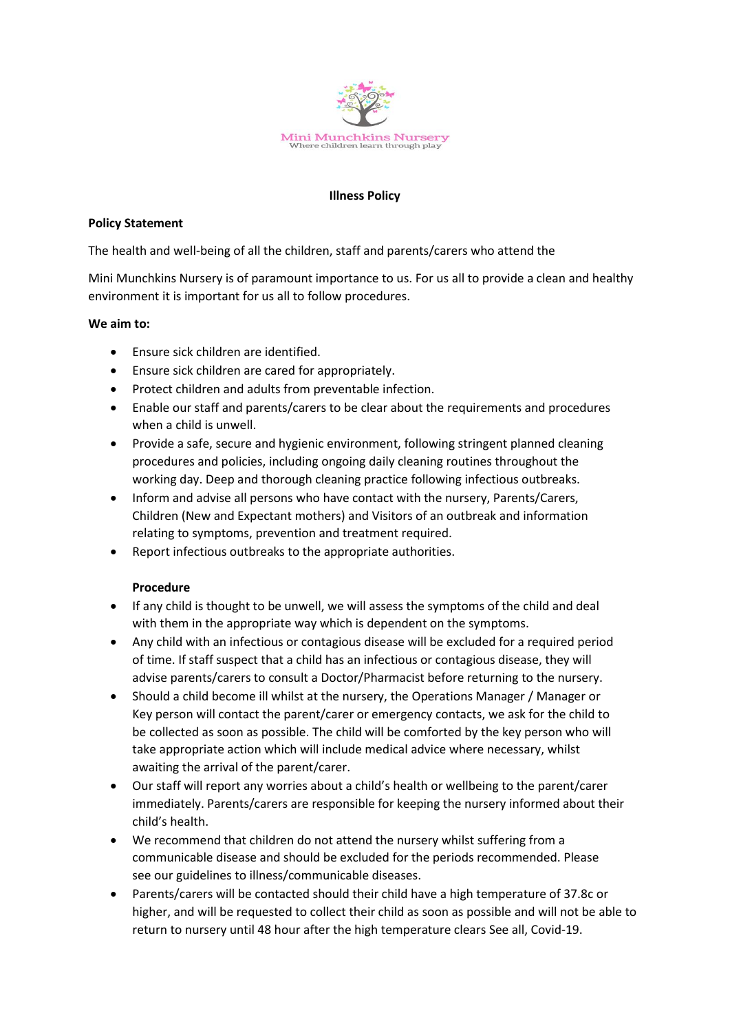Mini Munchkins Nursery
Where children learn through play

# Illness Policy

**Policy Statement**

The health and well-being of all the children, staff and parents/carers who attend the

Mini Munchkins Nursery is of paramount importance to us. For us all to provide a clean and healthy environment it is important for us all to follow procedures.

**We aim to:**

- Ensure sick children are identified.
- Ensure sick children are cared for appropriately.
- Protect children and adults from preventable infection.
- Enable our staff and parents/carers to be clear about the requirements and procedures when a child is unwell.
- Provide a safe, secure and hygienic environment, following stringent planned cleaning procedures and policies, including ongoing daily cleaning routines throughout the working day. Deep and thorough cleaning practice following infectious outbreaks.
- Inform and advise all persons who have contact with the nursery, Parents/Carers, Children (New and Expectant mothers) and Visitors of an outbreak and information relating to symptoms, prevention and treatment required.
- Report infectious outbreaks to the appropriate authorities.

**Procedure**

- If any child is thought to be unwell, we will assess the symptoms of the child and deal with them in the appropriate way which is dependent on the symptoms.
- Any child with an infectious or contagious disease will be excluded for a required period of time. If staff suspect that a child has an infectious or contagious disease, they will advise parents/carers to consult a Doctor/Pharmacist before returning to the nursery.
- Should a child become ill whilst at the nursery, the Operations Manager / Manager or Key person will contact the parent/carer or emergency contacts, we ask for the child to be collected as soon as possible. The child will be comforted by the key person who will take appropriate action which will include medical advice where necessary, whilst awaiting the arrival of the parent/carer.
- Our staff will report any worries about a child's health or wellbeing to the parent/carer immediately. Parents/carers are responsible for keeping the nursery informed about their child's health.
- We recommend that children do not attend the nursery whilst suffering from a communicable disease and should be excluded for the periods recommended. Please see our guidelines to illness/communicable diseases.
- Parents/carers will be contacted should their child have a high temperature of 37.8c or higher, and will be requested to collect their child as soon as possible and will not be able to return to nursery until 48 hour after the high temperature clears See all, Covid-19.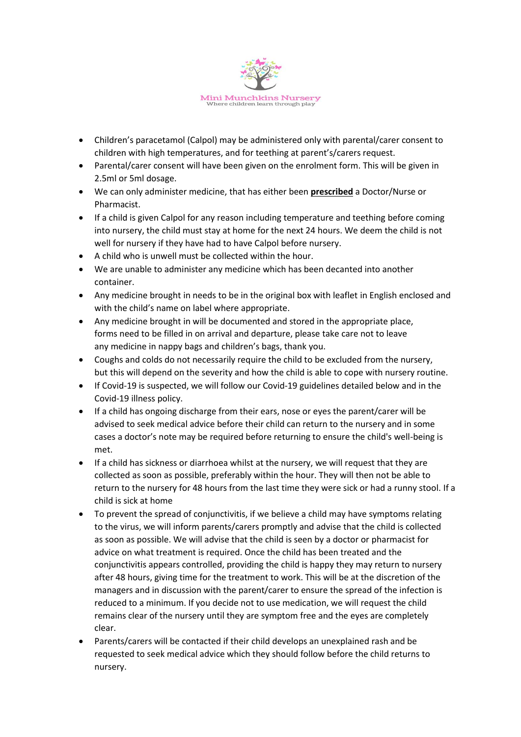- Children's paracetamol (Calpol) may be administered only with parental/carer consent to children with high temperatures, and for teething at parent's/carers request.
- Parental/carer consent will have been given on the enrolment form. This will be given in 2.5ml or 5ml dosage.
- We can only administer medicine, that has either been **<u>prescribed</u>** a Doctor/Nurse or Pharmacist.
- If a child is given Calpol for any reason including temperature and teething before coming into nursery, the child must stay at home for the next 24 hours. We deem the child is not well for nursery if they have had to have Calpol before nursery.
- A child who is unwell must be collected within the hour.
- We are unable to administer any medicine which has been decanted into another container.
- Any medicine brought in needs to be in the original box with leaflet in English enclosed and with the child's name on label where appropriate.
- Any medicine brought in will be documented and stored in the appropriate place, forms need to be filled in on arrival and departure, please take care not to leave any medicine in nappy bags and children's bags, thank you.
- Coughs and colds do not necessarily require the child to be excluded from the nursery, but this will depend on the severity and how the child is able to cope with nursery routine.
- If Covid-19 is suspected, we will follow our Covid-19 guidelines detailed below and in the Covid-19 illness policy.
- If a child has ongoing discharge from their ears, nose or eyes the parent/carer will be advised to seek medical advice before their child can return to the nursery and in some cases a doctor's note may be required before returning to ensure the child's well-being is met.
- If a child has sickness or diarrhoea whilst at the nursery, we will request that they are collected as soon as possible, preferably within the hour. They will then not be able to return to the nursery for 48 hours from the last time they were sick or had a runny stool. If a child is sick at home
- To prevent the spread of conjunctivitis, if we believe a child may have symptoms relating to the virus, we will inform parents/carers promptly and advise that the child is collected as soon as possible. We will advise that the child is seen by a doctor or pharmacist for advice on what treatment is required. Once the child has been treated and the conjunctivitis appears controlled, providing the child is happy they may return to nursery after 48 hours, giving time for the treatment to work. This will be at the discretion of the managers and in discussion with the parent/carer to ensure the spread of the infection is reduced to a minimum. If you decide not to use medication, we will request the child remains clear of the nursery until they are symptom free and the eyes are completely clear.
- Parents/carers will be contacted if their child develops an unexplained rash and be requested to seek medical advice which they should follow before the child returns to nursery.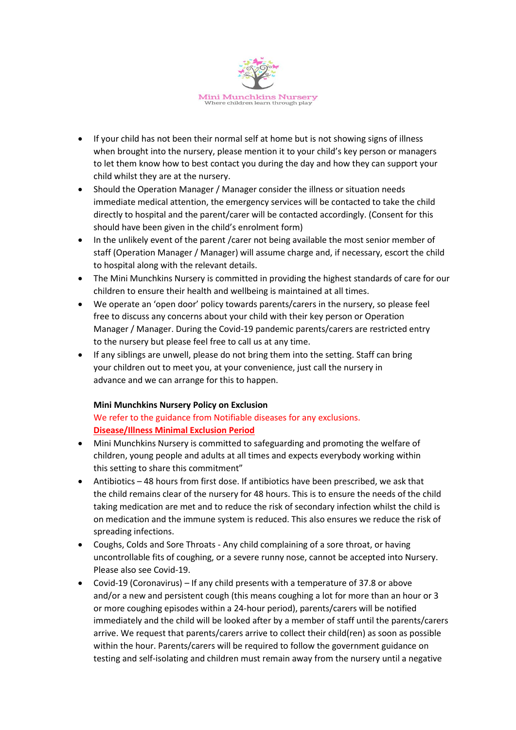- If your child has not been their normal self at home but is not showing signs of illness when brought into the nursery, please mention it to your child's key person or managers to let them know how to best contact you during the day and how they can support your child whilst they are at the nursery.
- Should the Operation Manager / Manager consider the illness or situation needs immediate medical attention, the emergency services will be contacted to take the child directly to hospital and the parent/carer will be contacted accordingly. (Consent for this should have been given in the child's enrolment form)
- In the unlikely event of the parent /carer not being available the most senior member of staff (Operation Manager / Manager) will assume charge and, if necessary, escort the child to hospital along with the relevant details.
- The Mini Munchkins Nursery is committed in providing the highest standards of care for our children to ensure their health and wellbeing is maintained at all times.
- We operate an 'open door' policy towards parents/carers in the nursery, so please feel free to discuss any concerns about your child with their key person or Operation Manager / Manager. During the Covid-19 pandemic parents/carers are restricted entry to the nursery but please feel free to call us at any time.
- If any siblings are unwell, please do not bring them into the setting. Staff can bring your children out to meet you, at your convenience, just call the nursery in advance and we can arrange for this to happen.

**Mini Munchkins Nursery Policy on Exclusion**

We refer to the guidance from Notifiable diseases for any exclusions.

**Disease/Illness Minimal Exclusion Period**

- Mini Munchkins Nursery is committed to safeguarding and promoting the welfare of children, young people and adults at all times and expects everybody working within this setting to share this commitment"
- Antibiotics – 48 hours from first dose. If antibiotics have been prescribed, we ask that the child remains clear of the nursery for 48 hours. This is to ensure the needs of the child taking medication are met and to reduce the risk of secondary infection whilst the child is on medication and the immune system is reduced. This also ensures we reduce the risk of spreading infections.
- Coughs, Colds and Sore Throats - Any child complaining of a sore throat, or having uncontrollable fits of coughing, or a severe runny nose, cannot be accepted into Nursery. Please also see Covid-19.
- Covid-19 (Coronavirus) – If any child presents with a temperature of 37.8 or above and/or a new and persistent cough (this means coughing a lot for more than an hour or 3 or more coughing episodes within a 24-hour period), parents/carers will be notified immediately and the child will be looked after by a member of staff until the parents/carers arrive. We request that parents/carers arrive to collect their child(ren) as soon as possible within the hour. Parents/carers will be required to follow the government guidance on testing and self-isolating and children must remain away from the nursery until a negative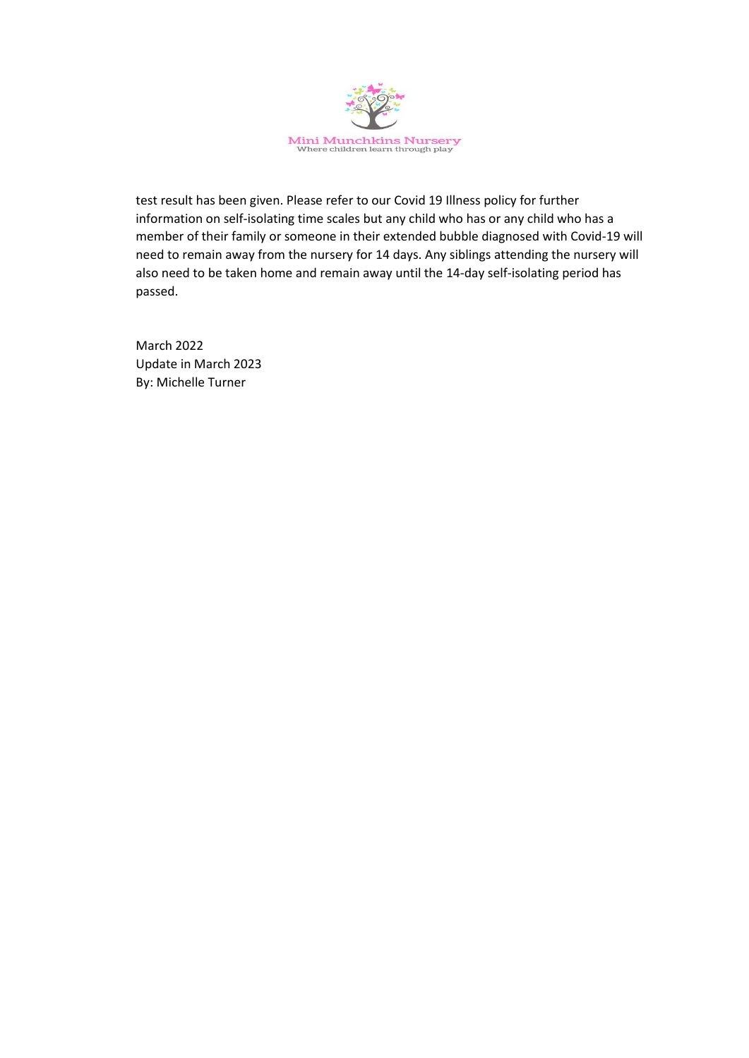test result has been given. Please refer to our Covid 19 Illness policy for further information on self-isolating time scales but any child who has or any child who has a member of their family or someone in their extended bubble diagnosed with Covid-19 will need to remain away from the nursery for 14 days. Any siblings attending the nursery will also need to be taken home and remain away until the 14-day self-isolating period has passed.

March 2022
Update in March 2023
By: Michelle Turner